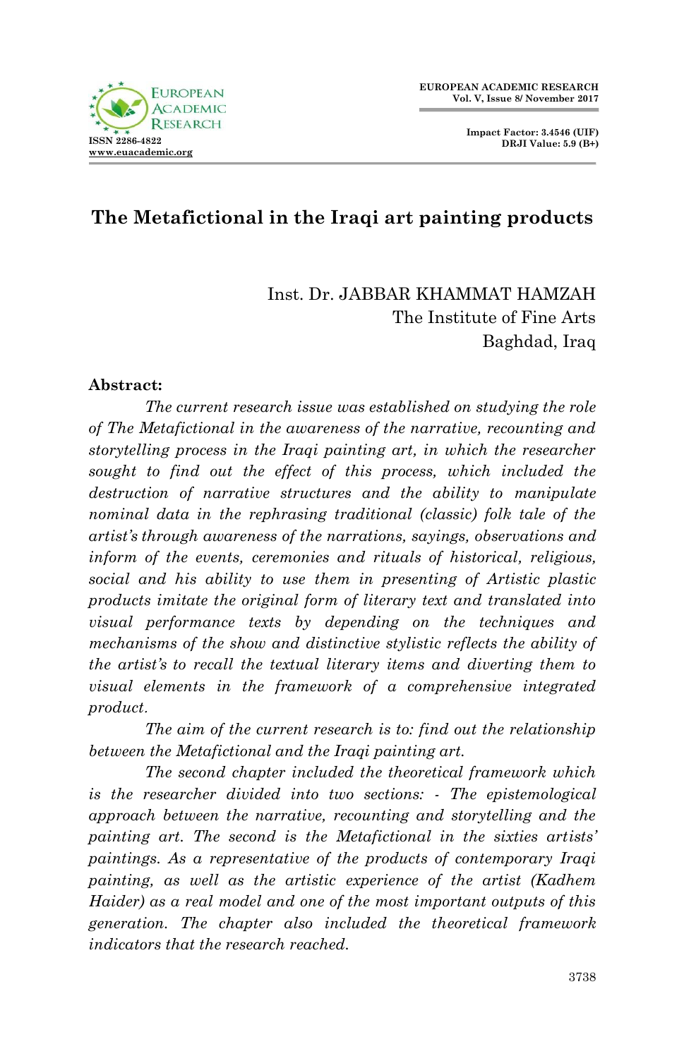# The Metafictional in the Iraqi art painting products

Inst. Dr. JABBAR KHAMMAT HAMZAH
The Institute of Fine Arts
Baghdad, Iraq

**Abstract:**

*The current research issue was established on studying the role of The Metafictional in the awareness of the narrative, recounting and storytelling process in the Iraqi painting art, in which the researcher sought to find out the effect of this process, which included the destruction of narrative structures and the ability to manipulate nominal data in the rephrasing traditional (classic) folk tale of the artist's through awareness of the narrations, sayings, observations and inform of the events, ceremonies and rituals of historical, religious, social and his ability to use them in presenting of Artistic plastic products imitate the original form of literary text and translated into visual performance texts by depending on the techniques and mechanisms of the show and distinctive stylistic reflects the ability of the artist's to recall the textual literary items and diverting them to visual elements in the framework of a comprehensive integrated product.*

*The aim of the current research is to: find out the relationship between the Metafictional and the Iraqi painting art.*

*The second chapter included the theoretical framework which is the researcher divided into two sections: - The epistemological approach between the narrative, recounting and storytelling and the painting art. The second is the Metafictional in the sixties artists' paintings. As a representative of the products of contemporary Iraqi painting, as well as the artistic experience of the artist (Kadhem Haider) as a real model and one of the most important outputs of this generation. The chapter also included the theoretical framework indicators that the research reached.*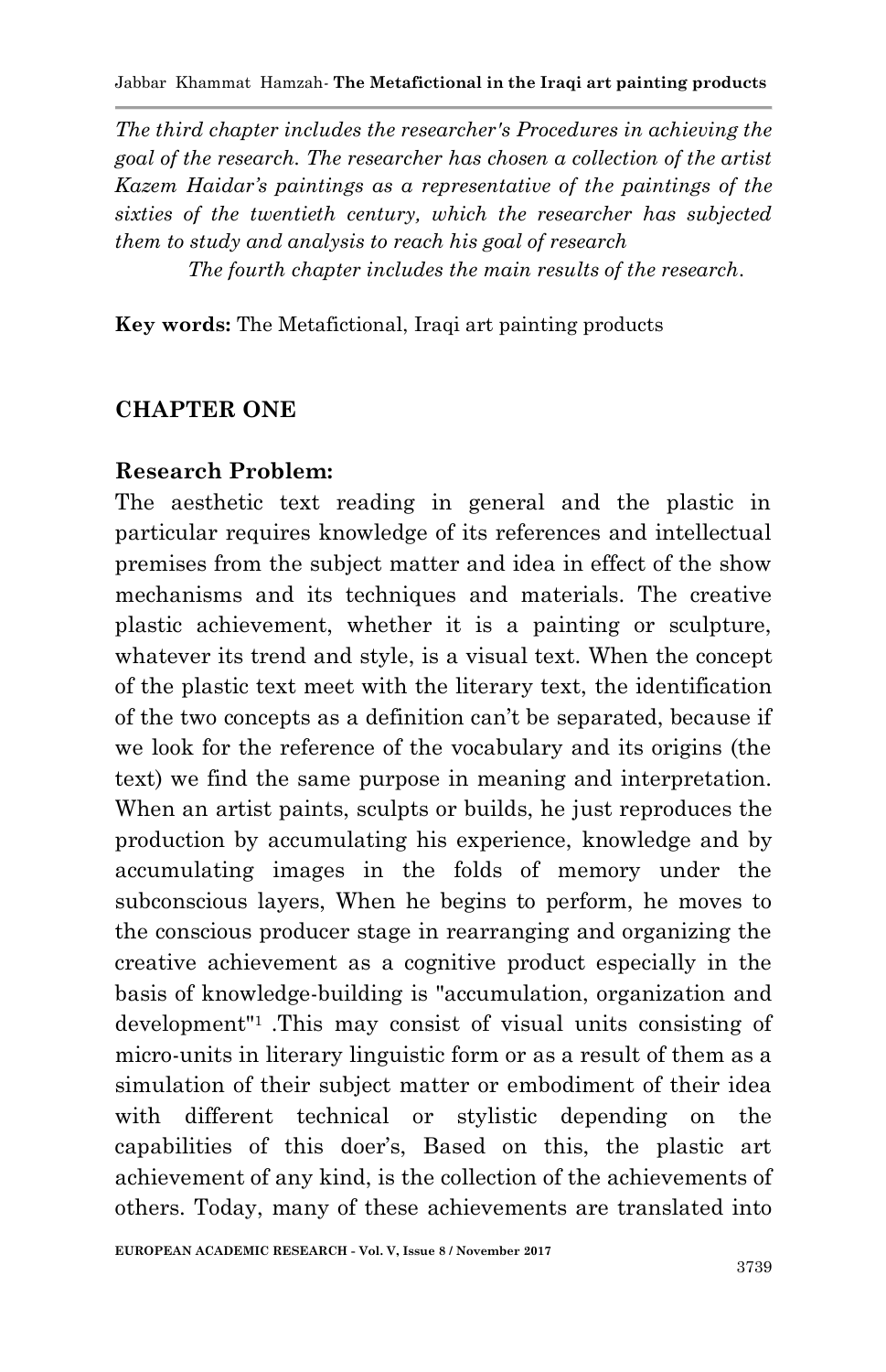*The third chapter includes the researcher's Procedures in achieving the goal of the research. The researcher has chosen a collection of the artist Kazem Haidar's paintings as a representative of the paintings of the sixties of the twentieth century, which the researcher has subjected them to study and analysis to reach his goal of research*

*The fourth chapter includes the main results of the research*.

**Key words:** The Metafictional, Iraqi art painting products

## CHAPTER ONE

### Research Problem:

The aesthetic text reading in general and the plastic in particular requires knowledge of its references and intellectual premises from the subject matter and idea in effect of the show mechanisms and its techniques and materials. The creative plastic achievement, whether it is a painting or sculpture, whatever its trend and style, is a visual text. When the concept of the plastic text meet with the literary text, the identification of the two concepts as a definition can't be separated, because if we look for the reference of the vocabulary and its origins (the text) we find the same purpose in meaning and interpretation. When an artist paints, sculpts or builds, he just reproduces the production by accumulating his experience, knowledge and by accumulating images in the folds of memory under the subconscious layers, When he begins to perform, he moves to the conscious producer stage in rearranging and organizing the creative achievement as a cognitive product especially in the basis of knowledge-building is "accumulation, organization and development"[1] .This may consist of visual units consisting of micro-units in literary linguistic form or as a result of them as a simulation of their subject matter or embodiment of their idea with different technical or stylistic depending on the capabilities of this doer's, Based on this, the plastic art achievement of any kind, is the collection of the achievements of others. Today, many of these achievements are translated into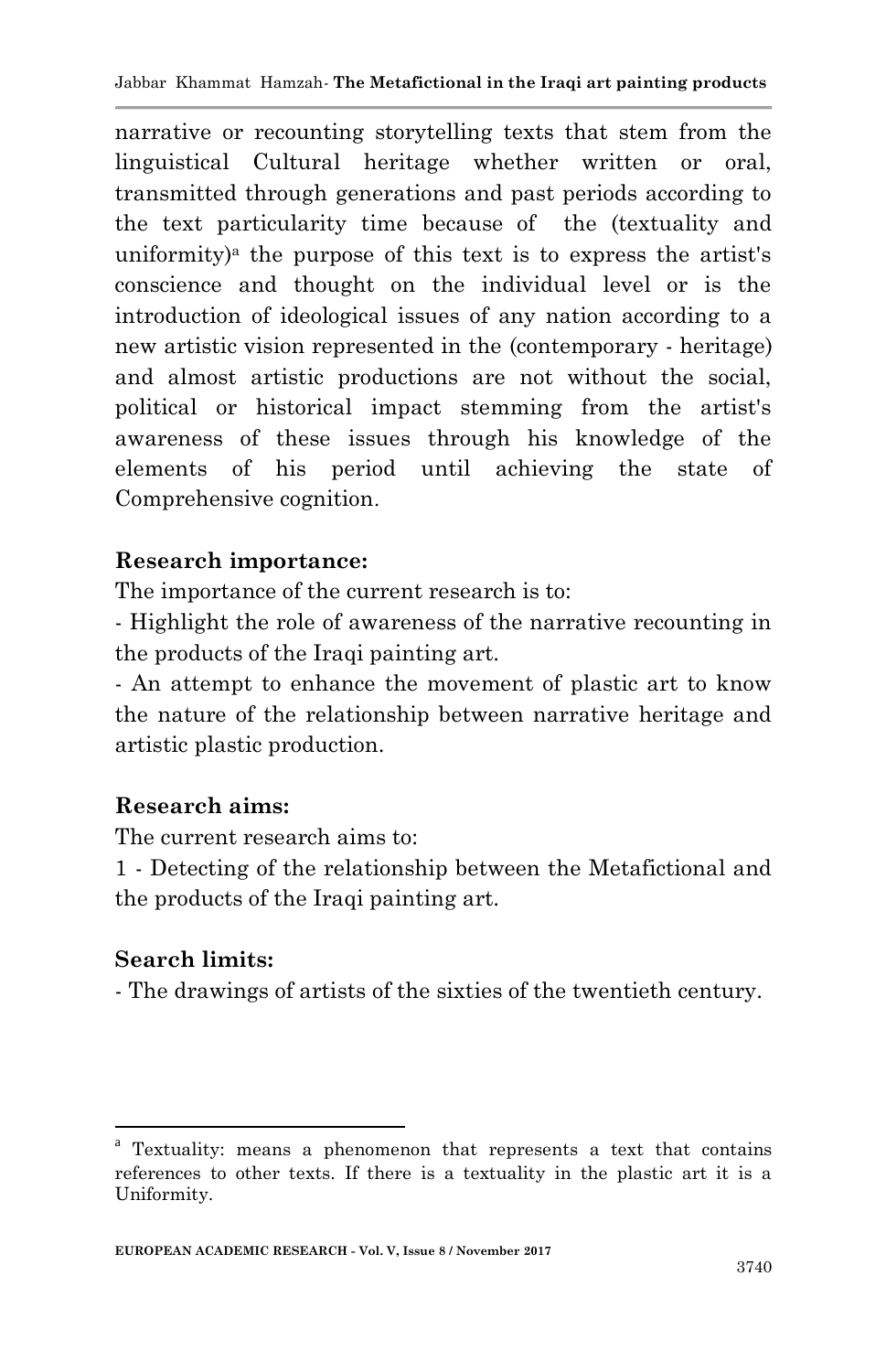narrative or recounting storytelling texts that stem from the linguistical Cultural heritage whether written or oral, transmitted through generations and past periods according to the text particularity time because of the (textuality and uniformity)[a] the purpose of this text is to express the artist's conscience and thought on the individual level or is the introduction of ideological issues of any nation according to a new artistic vision represented in the (contemporary - heritage) and almost artistic productions are not without the social, political or historical impact stemming from the artist's awareness of these issues through his knowledge of the elements of his period until achieving the state of Comprehensive cognition.

**Research importance:**

The importance of the current research is to:

- Highlight the role of awareness of the narrative recounting in the products of the Iraqi painting art.
- An attempt to enhance the movement of plastic art to know the nature of the relationship between narrative heritage and artistic plastic production.

**Research aims:**

The current research aims to:

1 - Detecting of the relationship between the Metafictional and the products of the Iraqi painting art.

**Search limits:**

- The drawings of artists of the sixties of the twentieth century.

---

[a] Textuality: means a phenomenon that represents a text that contains references to other texts. If there is a textuality in the plastic art it is a Uniformity.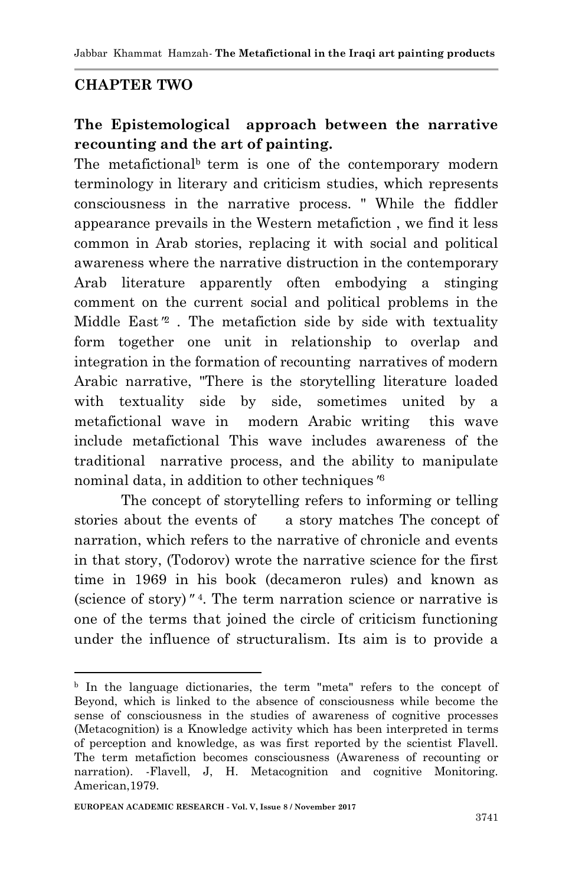## CHAPTER TWO

### The Epistemological approach between the narrative recounting and the art of painting.

The metafictional[b] term is one of the contemporary modern terminology in literary and criticism studies, which represents consciousness in the narrative process. " While the fiddler appearance prevails in the Western metafiction , we find it less common in Arab stories, replacing it with social and political awareness where the narrative distruction in the contemporary Arab literature apparently often embodying a stinging comment on the current social and political problems in the Middle East "[2] . The metafiction side by side with textuality form together one unit in relationship to overlap and integration in the formation of recounting narratives of modern Arabic narrative, "There is the storytelling literature loaded with textuality side by side, sometimes united by a metafictional wave in modern Arabic writing this wave include metafictional This wave includes awareness of the traditional narrative process, and the ability to manipulate nominal data, in addition to other techniques "[3]

The concept of storytelling refers to informing or telling stories about the events of a story matches The concept of narration, which refers to the narrative of chronicle and events in that story, (Todorov) wrote the narrative science for the first time in 1969 in his book (decameron rules) and known as (science of story) "[4]. The term narration science or narrative is one of the terms that joined the circle of criticism functioning under the influence of structuralism. Its aim is to provide a

---

[b] In the language dictionaries, the term "meta" refers to the concept of Beyond, which is linked to the absence of consciousness while become the sense of consciousness in the studies of awareness of cognitive processes (Metacognition) is a Knowledge activity which has been interpreted in terms of perception and knowledge, as was first reported by the scientist Flavell. The term metafiction becomes consciousness (Awareness of recounting or narration). -Flavell, J, H. Metacognition and cognitive Monitoring. American,1979.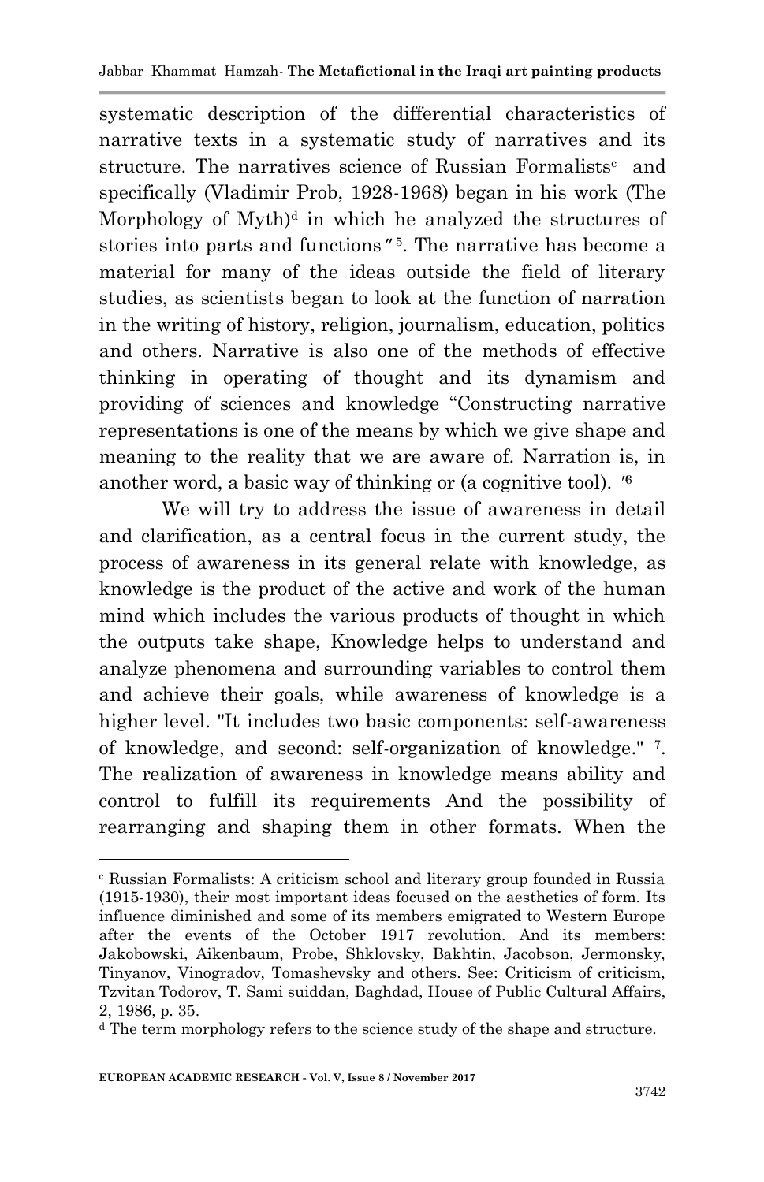systematic description of the differential characteristics of narrative texts in a systematic study of narratives and its structure. The narratives science of Russian Formalists[c] and specifically (Vladimir Prob, 1928-1968) began in his work (The Morphology of Myth)[d] in which he analyzed the structures of stories into parts and functions "[5]. The narrative has become a material for many of the ideas outside the field of literary studies, as scientists began to look at the function of narration in the writing of history, religion, journalism, education, politics and others. Narrative is also one of the methods of effective thinking in operating of thought and its dynamism and providing of sciences and knowledge "Constructing narrative representations is one of the means by which we give shape and meaning to the reality that we are aware of. Narration is, in another word, a basic way of thinking or (a cognitive tool). "[6]

We will try to address the issue of awareness in detail and clarification, as a central focus in the current study, the process of awareness in its general relate with knowledge, as knowledge is the product of the active and work of the human mind which includes the various products of thought in which the outputs take shape, Knowledge helps to understand and analyze phenomena and surrounding variables to control them and achieve their goals, while awareness of knowledge is a higher level. "It includes two basic components: self-awareness of knowledge, and second: self-organization of knowledge." [7]. The realization of awareness in knowledge means ability and control to fulfill its requirements And the possibility of rearranging and shaping them in other formats. When the

---

[c] Russian Formalists: A criticism school and literary group founded in Russia (1915-1930), their most important ideas focused on the aesthetics of form. Its influence diminished and some of its members emigrated to Western Europe after the events of the October 1917 revolution. And its members: Jakobowski, Aikenbaum, Probe, Shklovsky, Bakhtin, Jacobson, Jermonsky, Tinyanov, Vinogradov, Tomashevsky and others. See: Criticism of criticism, Tzvitan Todorov, T. Sami suiddan, Baghdad, House of Public Cultural Affairs, 2, 1986, p. 35.

[d] The term morphology refers to the science study of the shape and structure.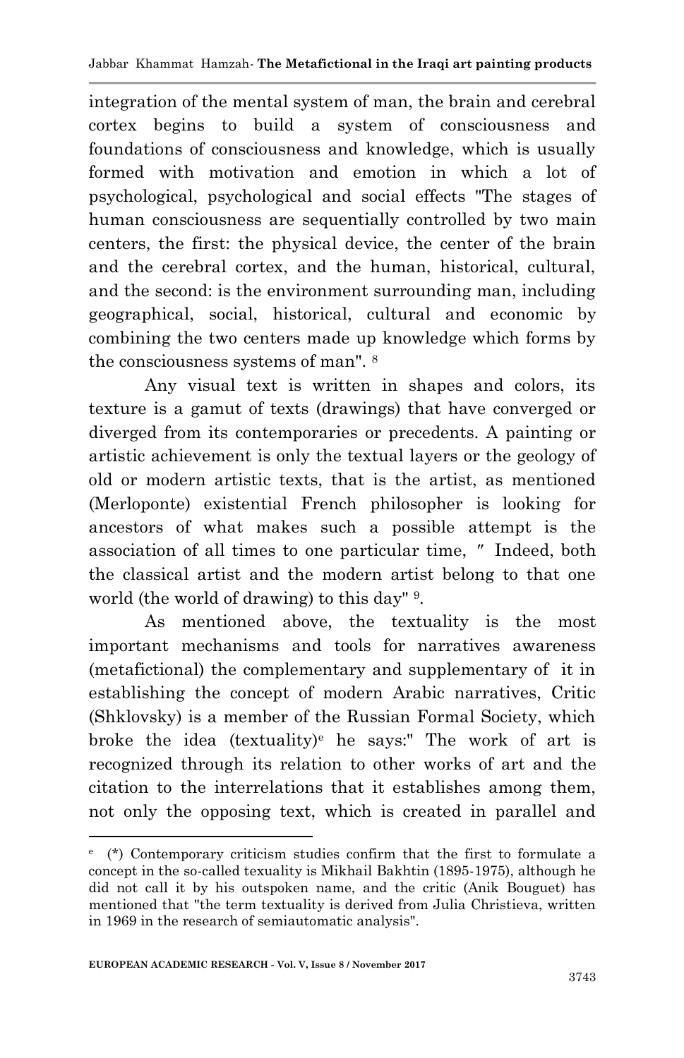integration of the mental system of man, the brain and cerebral cortex begins to build a system of consciousness and foundations of consciousness and knowledge, which is usually formed with motivation and emotion in which a lot of psychological, psychological and social effects "The stages of human consciousness are sequentially controlled by two main centers, the first: the physical device, the center of the brain and the cerebral cortex, and the human, historical, cultural, and the second: is the environment surrounding man, including geographical, social, historical, cultural and economic by combining the two centers made up knowledge which forms by the consciousness systems of man". [8]

Any visual text is written in shapes and colors, its texture is a gamut of texts (drawings) that have converged or diverged from its contemporaries or precedents. A painting or artistic achievement is only the textual layers or the geology of old or modern artistic texts, that is the artist, as mentioned (Merloponte) existential French philosopher is looking for ancestors of what makes such a possible attempt is the association of all times to one particular time, ″ Indeed, both the classical artist and the modern artist belong to that one world (the world of drawing) to this day" [9].

As mentioned above, the textuality is the most important mechanisms and tools for narratives awareness (metafictional) the complementary and supplementary of it in establishing the concept of modern Arabic narratives, Critic (Shklovsky) is a member of the Russian Formal Society, which broke the idea (textuality)[e] he says:" The work of art is recognized through its relation to other works of art and the citation to the interrelations that it establishes among them, not only the opposing text, which is created in parallel and

---

[e] (*) Contemporary criticism studies confirm that the first to formulate a concept in the so-called texuality is Mikhail Bakhtin (1895-1975), although he did not call it by his outspoken name, and the critic (Anik Bouguet) has mentioned that "the term textuality is derived from Julia Christieva, written in 1969 in the research of semiautomatic analysis".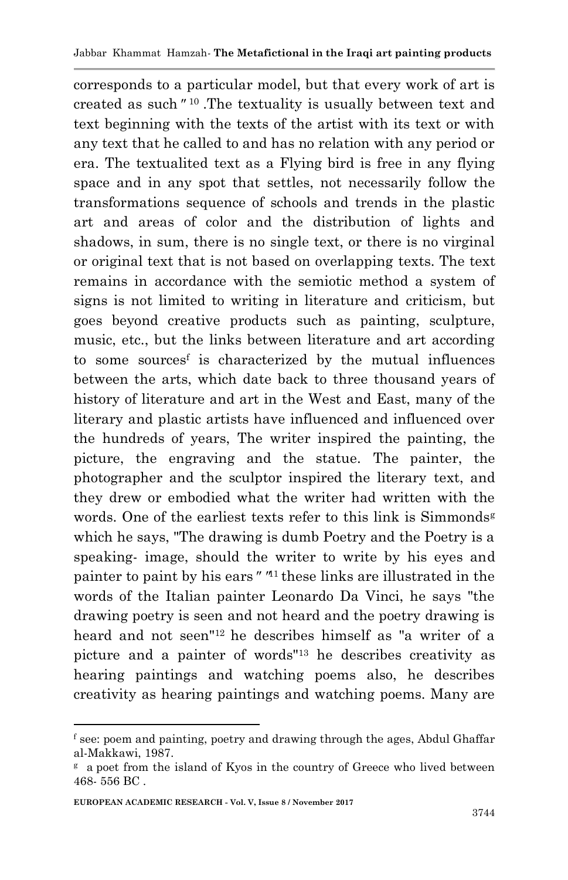corresponds to a particular model, but that every work of art is created as such " [10] .The textuality is usually between text and text beginning with the texts of the artist with its text or with any text that he called to and has no relation with any period or era. The textualited text as a Flying bird is free in any flying space and in any spot that settles, not necessarily follow the transformations sequence of schools and trends in the plastic art and areas of color and the distribution of lights and shadows, in sum, there is no single text, or there is no virginal or original text that is not based on overlapping texts. The text remains in accordance with the semiotic method a system of signs is not limited to writing in literature and criticism, but goes beyond creative products such as painting, sculpture, music, etc., but the links between literature and art according to some sources[f] is characterized by the mutual influences between the arts, which date back to three thousand years of history of literature and art in the West and East, many of the literary and plastic artists have influenced and influenced over the hundreds of years, The writer inspired the painting, the picture, the engraving and the statue. The painter, the photographer and the sculptor inspired the literary text, and they drew or embodied what the writer had written with the words. One of the earliest texts refer to this link is Simmonds[g] which he says, "The drawing is dumb Poetry and the Poetry is a speaking- image, should the writer to write by his eyes and painter to paint by his ears " "[11] these links are illustrated in the words of the Italian painter Leonardo Da Vinci, he says "the drawing poetry is seen and not heard and the poetry drawing is heard and not seen"[12] he describes himself as "a writer of a picture and a painter of words"[13] he describes creativity as hearing paintings and watching poems also, he describes creativity as hearing paintings and watching poems. Many are

---

[f] see: poem and painting, poetry and drawing through the ages, Abdul Ghaffar al-Makkawi, 1987.

[g] a poet from the island of Kyos in the country of Greece who lived between 468- 556 BC .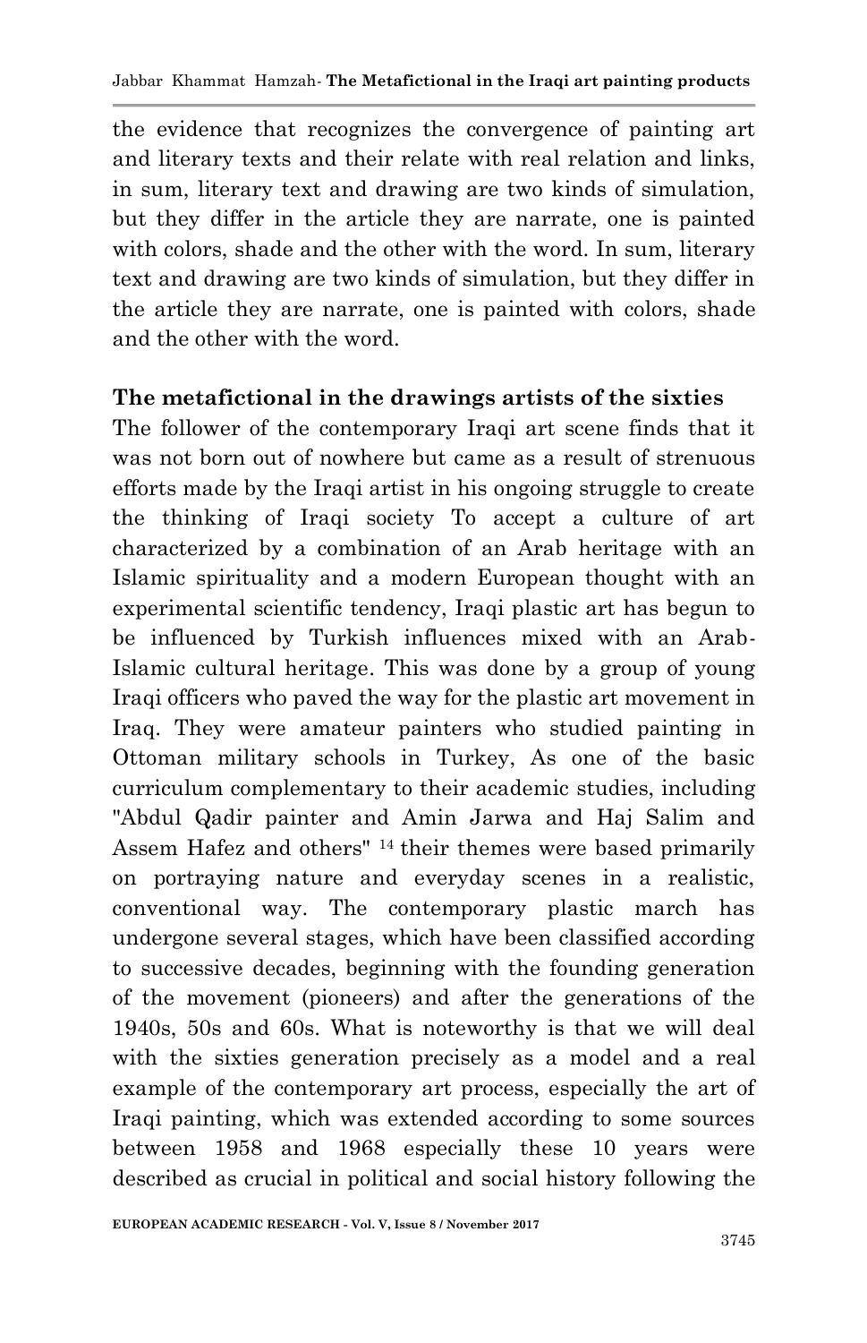the evidence that recognizes the convergence of painting art and literary texts and their relate with real relation and links, in sum, literary text and drawing are two kinds of simulation, but they differ in the article they are narrate, one is painted with colors, shade and the other with the word. In sum, literary text and drawing are two kinds of simulation, but they differ in the article they are narrate, one is painted with colors, shade and the other with the word.

**The metafictional in the drawings artists of the sixties**

The follower of the contemporary Iraqi art scene finds that it was not born out of nowhere but came as a result of strenuous efforts made by the Iraqi artist in his ongoing struggle to create the thinking of Iraqi society To accept a culture of art characterized by a combination of an Arab heritage with an Islamic spirituality and a modern European thought with an experimental scientific tendency, Iraqi plastic art has begun to be influenced by Turkish influences mixed with an Arab-Islamic cultural heritage. This was done by a group of young Iraqi officers who paved the way for the plastic art movement in Iraq. They were amateur painters who studied painting in Ottoman military schools in Turkey, As one of the basic curriculum complementary to their academic studies, including "Abdul Qadir painter and Amin Jarwa and Haj Salim and Assem Hafez and others" [14] their themes were based primarily on portraying nature and everyday scenes in a realistic, conventional way. The contemporary plastic march has undergone several stages, which have been classified according to successive decades, beginning with the founding generation of the movement (pioneers) and after the generations of the 1940s, 50s and 60s. What is noteworthy is that we will deal with the sixties generation precisely as a model and a real example of the contemporary art process, especially the art of Iraqi painting, which was extended according to some sources between 1958 and 1968 especially these 10 years were described as crucial in political and social history following the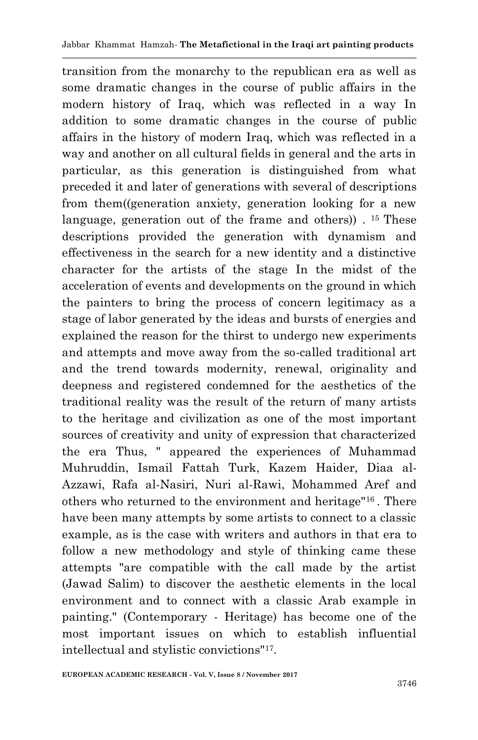transition from the monarchy to the republican era as well as some dramatic changes in the course of public affairs in the modern history of Iraq, which was reflected in a way In addition to some dramatic changes in the course of public affairs in the history of modern Iraq, which was reflected in a way and another on all cultural fields in general and the arts in particular, as this generation is distinguished from what preceded it and later of generations with several of descriptions from them((generation anxiety, generation looking for a new language, generation out of the frame and others)) . [15] These descriptions provided the generation with dynamism and effectiveness in the search for a new identity and a distinctive character for the artists of the stage In the midst of the acceleration of events and developments on the ground in which the painters to bring the process of concern legitimacy as a stage of labor generated by the ideas and bursts of energies and explained the reason for the thirst to undergo new experiments and attempts and move away from the so-called traditional art and the trend towards modernity, renewal, originality and deepness and registered condemned for the aesthetics of the traditional reality was the result of the return of many artists to the heritage and civilization as one of the most important sources of creativity and unity of expression that characterized the era Thus, " appeared the experiences of Muhammad Muhruddin, Ismail Fattah Turk, Kazem Haider, Diaa al-Azzawi, Rafa al-Nasiri, Nuri al-Rawi, Mohammed Aref and others who returned to the environment and heritage"[16] . There have been many attempts by some artists to connect to a classic example, as is the case with writers and authors in that era to follow a new methodology and style of thinking came these attempts "are compatible with the call made by the artist (Jawad Salim) to discover the aesthetic elements in the local environment and to connect with a classic Arab example in painting." (Contemporary - Heritage) has become one of the most important issues on which to establish influential intellectual and stylistic convictions"[17].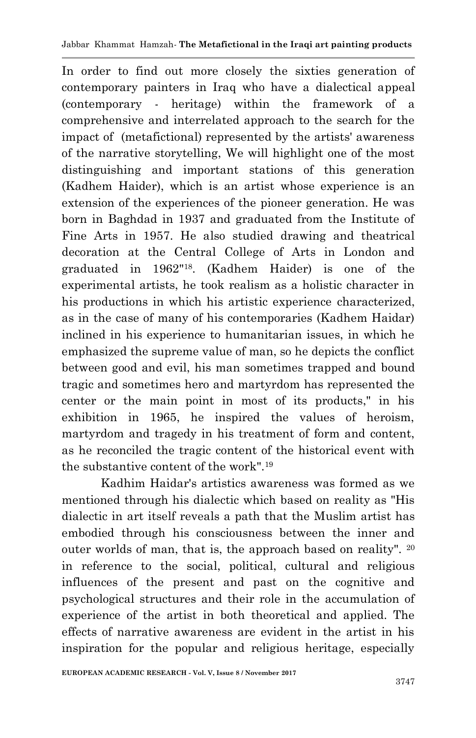In order to find out more closely the sixties generation of contemporary painters in Iraq who have a dialectical appeal (contemporary - heritage) within the framework of a comprehensive and interrelated approach to the search for the impact of (metafictional) represented by the artists' awareness of the narrative storytelling, We will highlight one of the most distinguishing and important stations of this generation (Kadhem Haider), which is an artist whose experience is an extension of the experiences of the pioneer generation. He was born in Baghdad in 1937 and graduated from the Institute of Fine Arts in 1957. He also studied drawing and theatrical decoration at the Central College of Arts in London and graduated in 1962"[18]. (Kadhem Haider) is one of the experimental artists, he took realism as a holistic character in his productions in which his artistic experience characterized, as in the case of many of his contemporaries (Kadhem Haidar) inclined in his experience to humanitarian issues, in which he emphasized the supreme value of man, so he depicts the conflict between good and evil, his man sometimes trapped and bound tragic and sometimes hero and martyrdom has represented the center or the main point in most of its products," in his exhibition in 1965, he inspired the values of heroism, martyrdom and tragedy in his treatment of form and content, as he reconciled the tragic content of the historical event with the substantive content of the work".[19]

Kadhim Haidar's artistics awareness was formed as we mentioned through his dialectic which based on reality as "His dialectic in art itself reveals a path that the Muslim artist has embodied through his consciousness between the inner and outer worlds of man, that is, the approach based on reality". [20] in reference to the social, political, cultural and religious influences of the present and past on the cognitive and psychological structures and their role in the accumulation of experience of the artist in both theoretical and applied. The effects of narrative awareness are evident in the artist in his inspiration for the popular and religious heritage, especially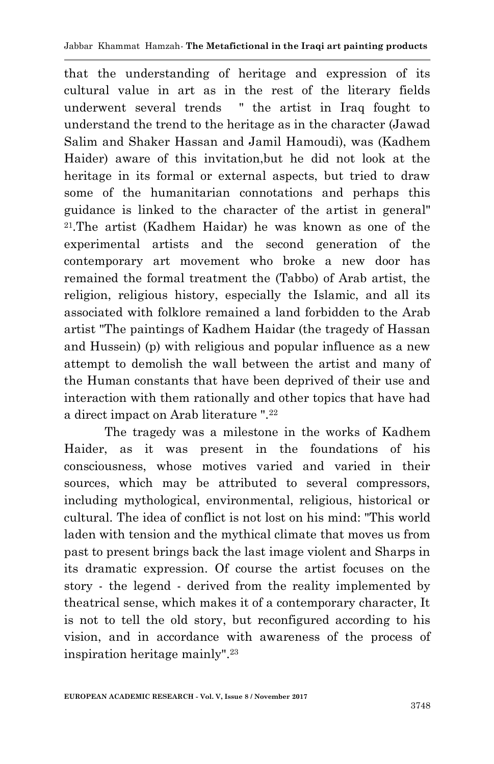that the understanding of heritage and expression of its cultural value in art as in the rest of the literary fields underwent several trends " the artist in Iraq fought to understand the trend to the heritage as in the character (Jawad Salim and Shaker Hassan and Jamil Hamoudi), was (Kadhem Haider) aware of this invitation,but he did not look at the heritage in its formal or external aspects, but tried to draw some of the humanitarian connotations and perhaps this guidance is linked to the character of the artist in general" [21].The artist (Kadhem Haidar) he was known as one of the experimental artists and the second generation of the contemporary art movement who broke a new door has remained the formal treatment the (Tabbo) of Arab artist, the religion, religious history, especially the Islamic, and all its associated with folklore remained a land forbidden to the Arab artist "The paintings of Kadhem Haidar (the tragedy of Hassan and Hussein) (p) with religious and popular influence as a new attempt to demolish the wall between the artist and many of the Human constants that have been deprived of their use and interaction with them rationally and other topics that have had a direct impact on Arab literature ".[22]

The tragedy was a milestone in the works of Kadhem Haider, as it was present in the foundations of his consciousness, whose motives varied and varied in their sources, which may be attributed to several compressors, including mythological, environmental, religious, historical or cultural. The idea of conflict is not lost on his mind: "This world laden with tension and the mythical climate that moves us from past to present brings back the last image violent and Sharps in its dramatic expression. Of course the artist focuses on the story - the legend - derived from the reality implemented by theatrical sense, which makes it of a contemporary character, It is not to tell the old story, but reconfigured according to his vision, and in accordance with awareness of the process of inspiration heritage mainly".[23]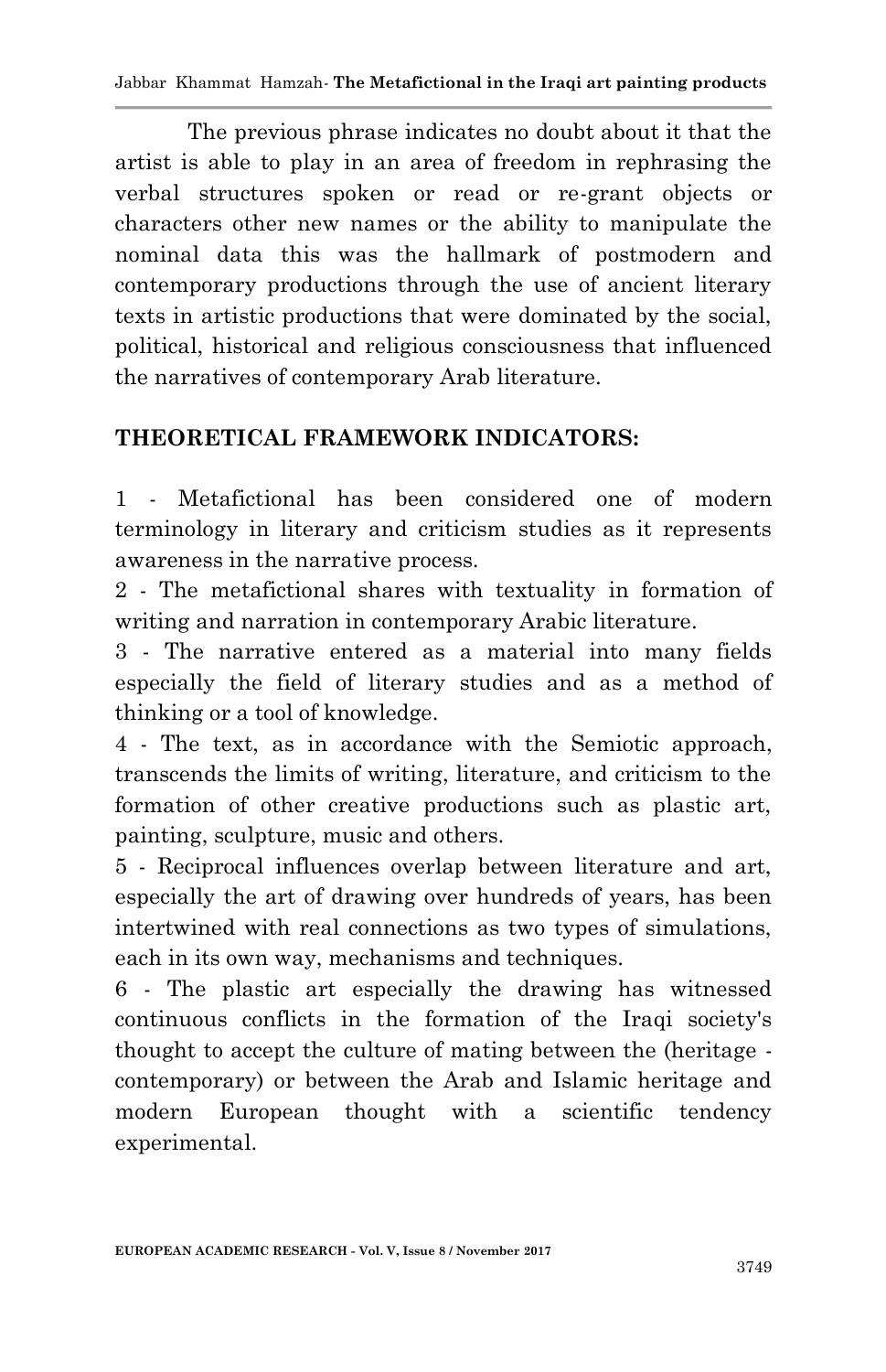The previous phrase indicates no doubt about it that the artist is able to play in an area of freedom in rephrasing the verbal structures spoken or read or re-grant objects or characters other new names or the ability to manipulate the nominal data this was the hallmark of postmodern and contemporary productions through the use of ancient literary texts in artistic productions that were dominated by the social, political, historical and religious consciousness that influenced the narratives of contemporary Arab literature.

## THEORETICAL FRAMEWORK INDICATORS:

1 - Metafictional has been considered one of modern terminology in literary and criticism studies as it represents awareness in the narrative process.

2 - The metafictional shares with textuality in formation of writing and narration in contemporary Arabic literature.

3 - The narrative entered as a material into many fields especially the field of literary studies and as a method of thinking or a tool of knowledge.

4 - The text, as in accordance with the Semiotic approach, transcends the limits of writing, literature, and criticism to the formation of other creative productions such as plastic art, painting, sculpture, music and others.

5 - Reciprocal influences overlap between literature and art, especially the art of drawing over hundreds of years, has been intertwined with real connections as two types of simulations, each in its own way, mechanisms and techniques.

6 - The plastic art especially the drawing has witnessed continuous conflicts in the formation of the Iraqi society's thought to accept the culture of mating between the (heritage - contemporary) or between the Arab and Islamic heritage and modern European thought with a scientific tendency experimental.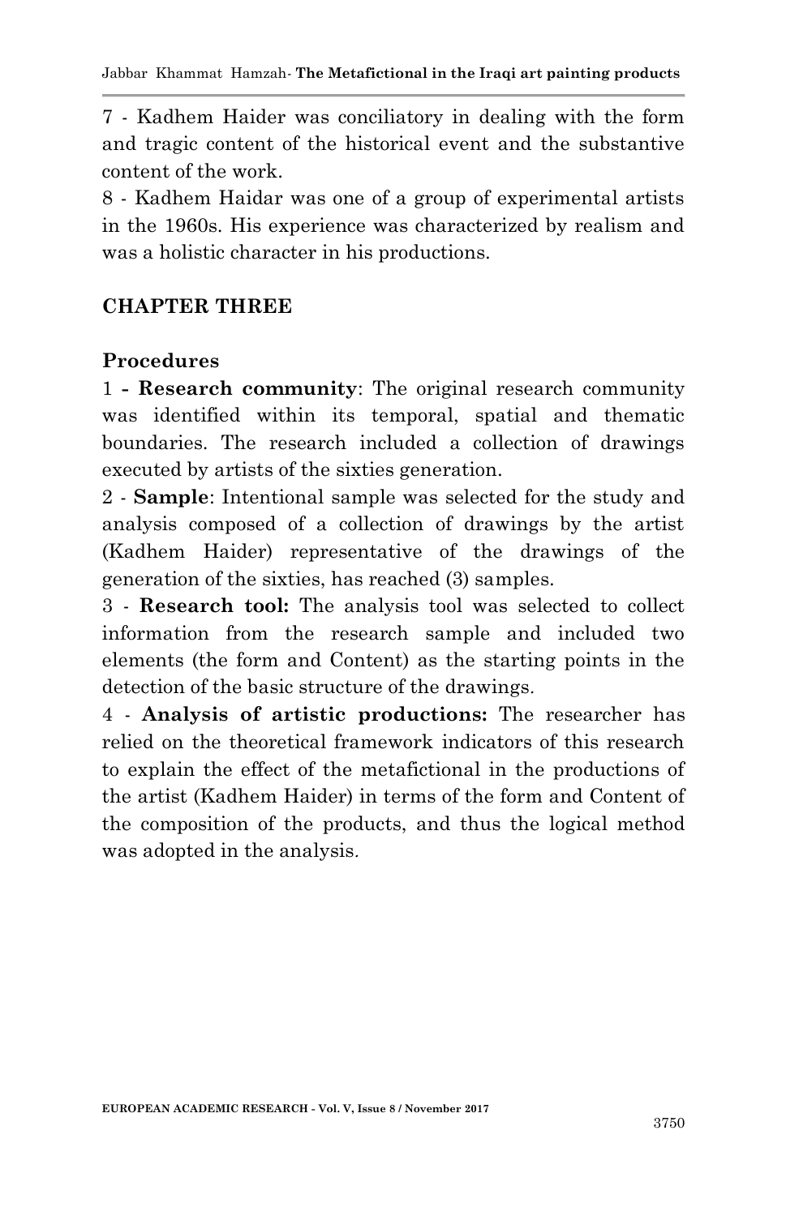7 - Kadhem Haider was conciliatory in dealing with the form and tragic content of the historical event and the substantive content of the work.

8 - Kadhem Haidar was one of a group of experimental artists in the 1960s. His experience was characterized by realism and was a holistic character in his productions.

## CHAPTER THREE

### Procedures

1 **- Research community**: The original research community was identified within its temporal, spatial and thematic boundaries. The research included a collection of drawings executed by artists of the sixties generation.

2 - **Sample**: Intentional sample was selected for the study and analysis composed of a collection of drawings by the artist (Kadhem Haider) representative of the drawings of the generation of the sixties, has reached (3) samples.

3 - **Research tool:** The analysis tool was selected to collect information from the research sample and included two elements (the form and Content) as the starting points in the detection of the basic structure of the drawings.

4 - **Analysis of artistic productions:** The researcher has relied on the theoretical framework indicators of this research to explain the effect of the metafictional in the productions of the artist (Kadhem Haider) in terms of the form and Content of the composition of the products, and thus the logical method was adopted in the analysis.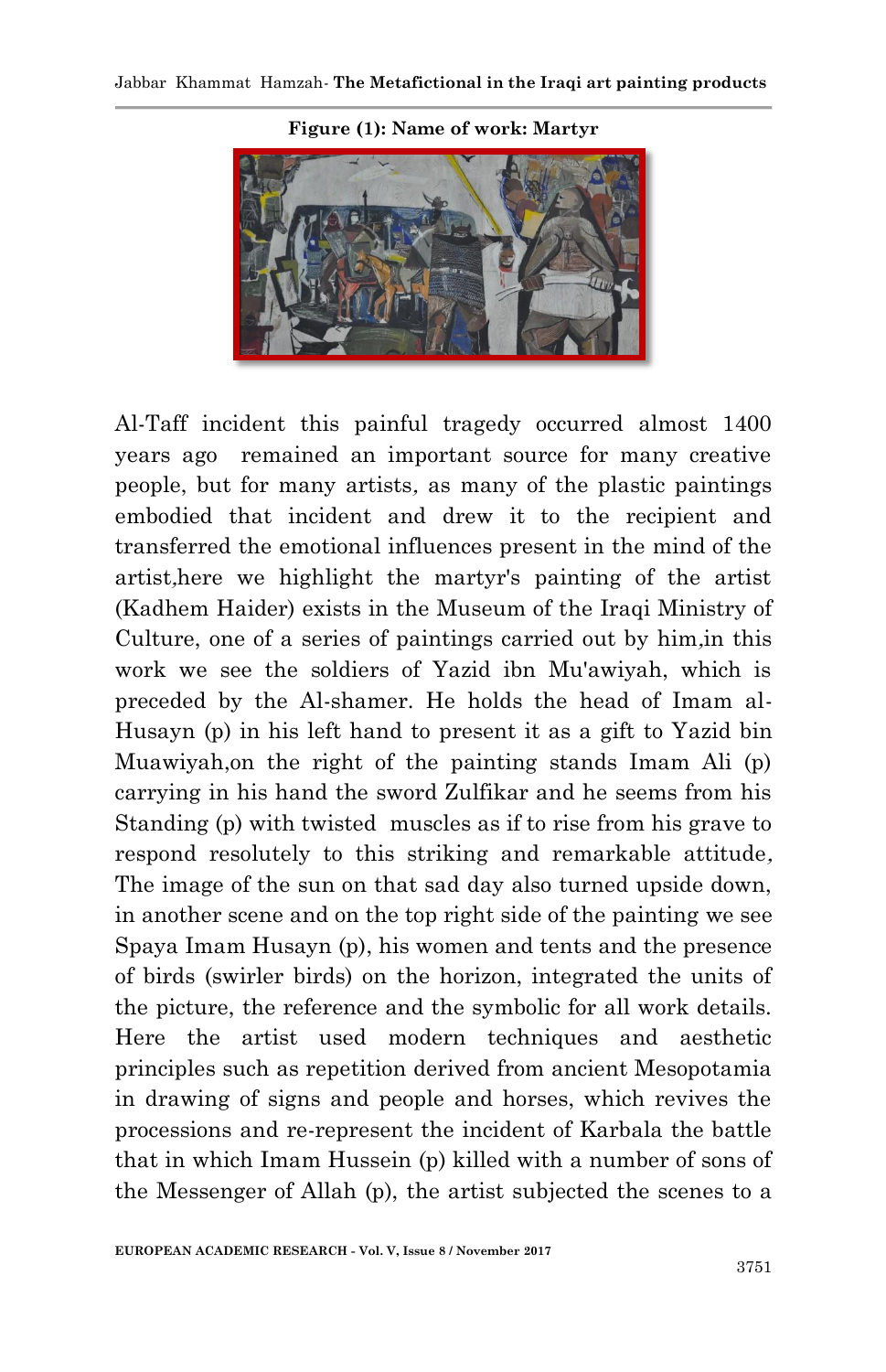**Figure (1): Name of work: Martyr**

Al-Taff incident this painful tragedy occurred almost 1400 years ago remained an important source for many creative people, but for many artists, as many of the plastic paintings embodied that incident and drew it to the recipient and transferred the emotional influences present in the mind of the artist,here we highlight the martyr's painting of the artist (Kadhem Haider) exists in the Museum of the Iraqi Ministry of Culture, one of a series of paintings carried out by him,in this work we see the soldiers of Yazid ibn Mu'awiyah, which is preceded by the Al-shamer. He holds the head of Imam al-Husayn (p) in his left hand to present it as a gift to Yazid bin Muawiyah,on the right of the painting stands Imam Ali (p) carrying in his hand the sword Zulfikar and he seems from his Standing (p) with twisted muscles as if to rise from his grave to respond resolutely to this striking and remarkable attitude, The image of the sun on that sad day also turned upside down, in another scene and on the top right side of the painting we see Spaya Imam Husayn (p), his women and tents and the presence of birds (swirler birds) on the horizon, integrated the units of the picture, the reference and the symbolic for all work details. Here the artist used modern techniques and aesthetic principles such as repetition derived from ancient Mesopotamia in drawing of signs and people and horses, which revives the processions and re-represent the incident of Karbala the battle that in which Imam Hussein (p) killed with a number of sons of the Messenger of Allah (p), the artist subjected the scenes to a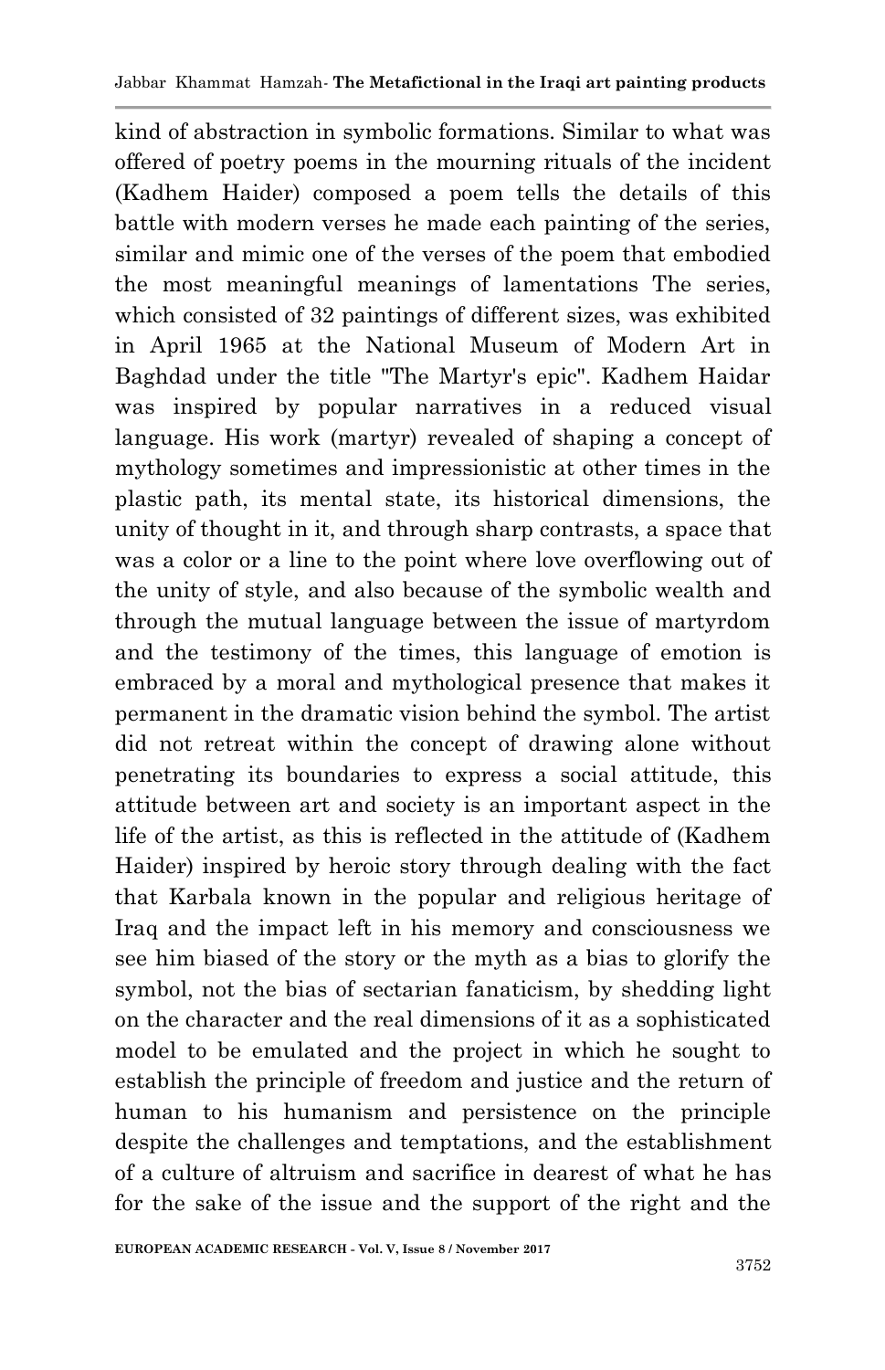kind of abstraction in symbolic formations. Similar to what was offered of poetry poems in the mourning rituals of the incident (Kadhem Haider) composed a poem tells the details of this battle with modern verses he made each painting of the series, similar and mimic one of the verses of the poem that embodied the most meaningful meanings of lamentations The series, which consisted of 32 paintings of different sizes, was exhibited in April 1965 at the National Museum of Modern Art in Baghdad under the title "The Martyr's epic". Kadhem Haidar was inspired by popular narratives in a reduced visual language. His work (martyr) revealed of shaping a concept of mythology sometimes and impressionistic at other times in the plastic path, its mental state, its historical dimensions, the unity of thought in it, and through sharp contrasts, a space that was a color or a line to the point where love overflowing out of the unity of style, and also because of the symbolic wealth and through the mutual language between the issue of martyrdom and the testimony of the times, this language of emotion is embraced by a moral and mythological presence that makes it permanent in the dramatic vision behind the symbol. The artist did not retreat within the concept of drawing alone without penetrating its boundaries to express a social attitude, this attitude between art and society is an important aspect in the life of the artist, as this is reflected in the attitude of (Kadhem Haider) inspired by heroic story through dealing with the fact that Karbala known in the popular and religious heritage of Iraq and the impact left in his memory and consciousness we see him biased of the story or the myth as a bias to glorify the symbol, not the bias of sectarian fanaticism, by shedding light on the character and the real dimensions of it as a sophisticated model to be emulated and the project in which he sought to establish the principle of freedom and justice and the return of human to his humanism and persistence on the principle despite the challenges and temptations, and the establishment of a culture of altruism and sacrifice in dearest of what he has for the sake of the issue and the support of the right and the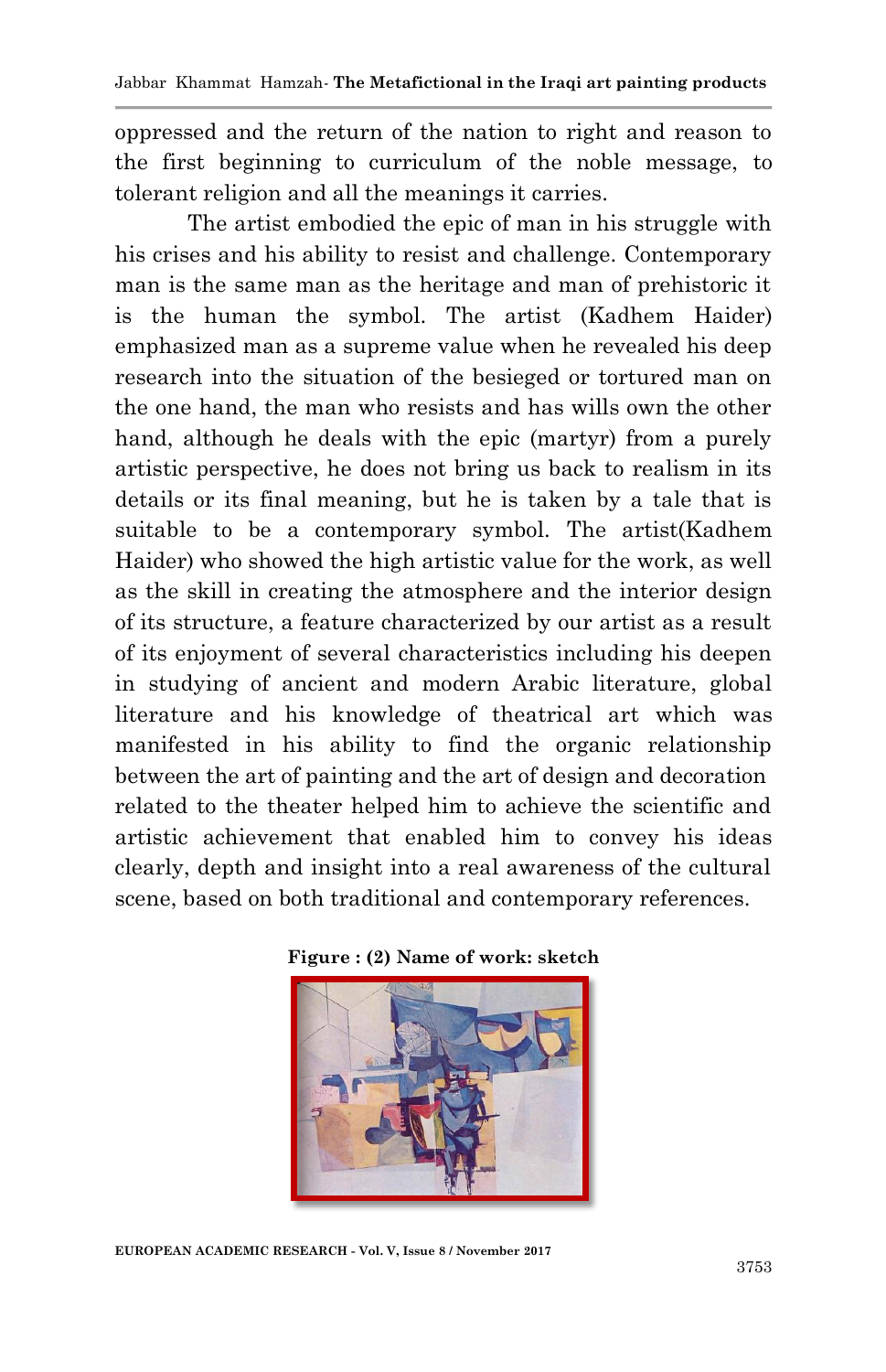oppressed and the return of the nation to right and reason to the first beginning to curriculum of the noble message, to tolerant religion and all the meanings it carries.

The artist embodied the epic of man in his struggle with his crises and his ability to resist and challenge. Contemporary man is the same man as the heritage and man of prehistoric it is the human the symbol. The artist (Kadhem Haider) emphasized man as a supreme value when he revealed his deep research into the situation of the besieged or tortured man on the one hand, the man who resists and has wills own the other hand, although he deals with the epic (martyr) from a purely artistic perspective, he does not bring us back to realism in its details or its final meaning, but he is taken by a tale that is suitable to be a contemporary symbol. The artist(Kadhem Haider) who showed the high artistic value for the work, as well as the skill in creating the atmosphere and the interior design of its structure, a feature characterized by our artist as a result of its enjoyment of several characteristics including his deepen in studying of ancient and modern Arabic literature, global literature and his knowledge of theatrical art which was manifested in his ability to find the organic relationship between the art of painting and the art of design and decoration related to the theater helped him to achieve the scientific and artistic achievement that enabled him to convey his ideas clearly, depth and insight into a real awareness of the cultural scene, based on both traditional and contemporary references.

**Figure : (2) Name of work: sketch**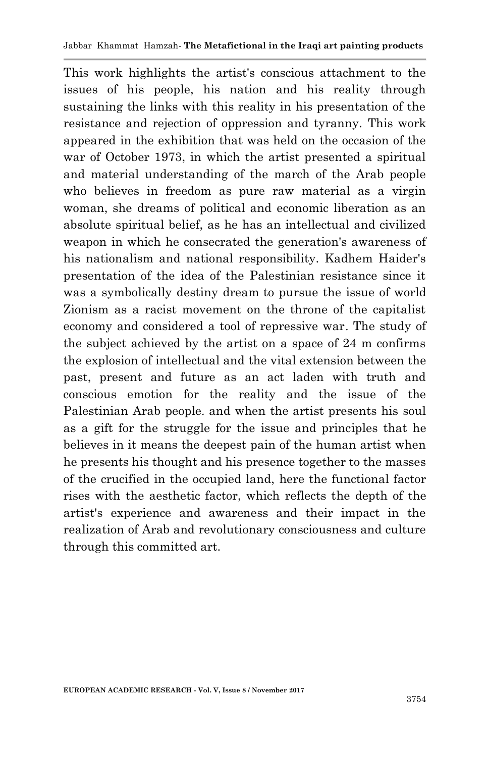This work highlights the artist's conscious attachment to the issues of his people, his nation and his reality through sustaining the links with this reality in his presentation of the resistance and rejection of oppression and tyranny. This work appeared in the exhibition that was held on the occasion of the war of October 1973, in which the artist presented a spiritual and material understanding of the march of the Arab people who believes in freedom as pure raw material as a virgin woman, she dreams of political and economic liberation as an absolute spiritual belief, as he has an intellectual and civilized weapon in which he consecrated the generation's awareness of his nationalism and national responsibility. Kadhem Haider's presentation of the idea of the Palestinian resistance since it was a symbolically destiny dream to pursue the issue of world Zionism as a racist movement on the throne of the capitalist economy and considered a tool of repressive war. The study of the subject achieved by the artist on a space of 24 m confirms the explosion of intellectual and the vital extension between the past, present and future as an act laden with truth and conscious emotion for the reality and the issue of the Palestinian Arab people. and when the artist presents his soul as a gift for the struggle for the issue and principles that he believes in it means the deepest pain of the human artist when he presents his thought and his presence together to the masses of the crucified in the occupied land, here the functional factor rises with the aesthetic factor, which reflects the depth of the artist's experience and awareness and their impact in the realization of Arab and revolutionary consciousness and culture through this committed art.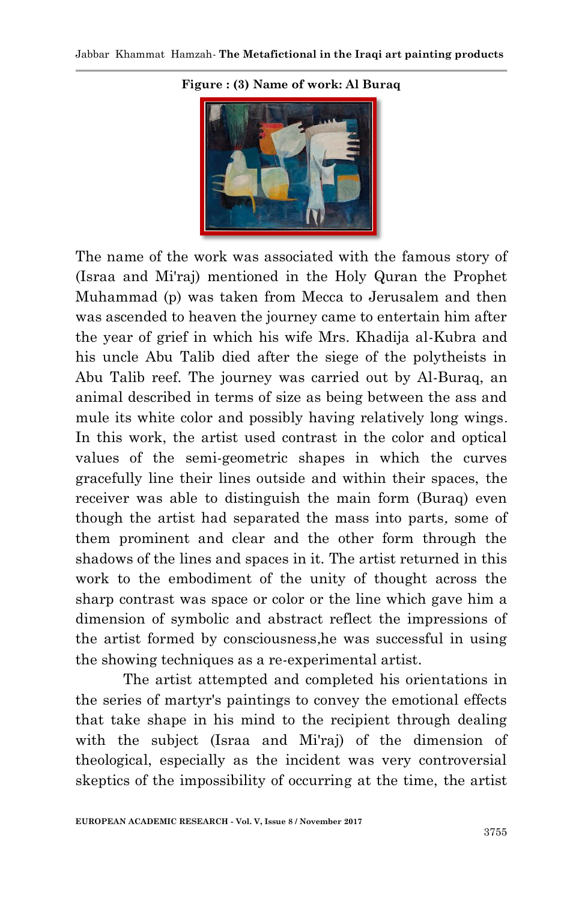**Figure : (3) Name of work: Al Buraq**

The name of the work was associated with the famous story of (Israa and Mi'raj) mentioned in the Holy Quran the Prophet Muhammad (p) was taken from Mecca to Jerusalem and then was ascended to heaven the journey came to entertain him after the year of grief in which his wife Mrs. Khadija al-Kubra and his uncle Abu Talib died after the siege of the polytheists in Abu Talib reef. The journey was carried out by Al-Buraq, an animal described in terms of size as being between the ass and mule its white color and possibly having relatively long wings. In this work, the artist used contrast in the color and optical values of the semi-geometric shapes in which the curves gracefully line their lines outside and within their spaces, the receiver was able to distinguish the main form (Buraq) even though the artist had separated the mass into parts, some of them prominent and clear and the other form through the shadows of the lines and spaces in it. The artist returned in this work to the embodiment of the unity of thought across the sharp contrast was space or color or the line which gave him a dimension of symbolic and abstract reflect the impressions of the artist formed by consciousness,he was successful in using the showing techniques as a re-experimental artist.

The artist attempted and completed his orientations in the series of martyr's paintings to convey the emotional effects that take shape in his mind to the recipient through dealing with the subject (Israa and Mi'raj) of the dimension of theological, especially as the incident was very controversial skeptics of the impossibility of occurring at the time, the artist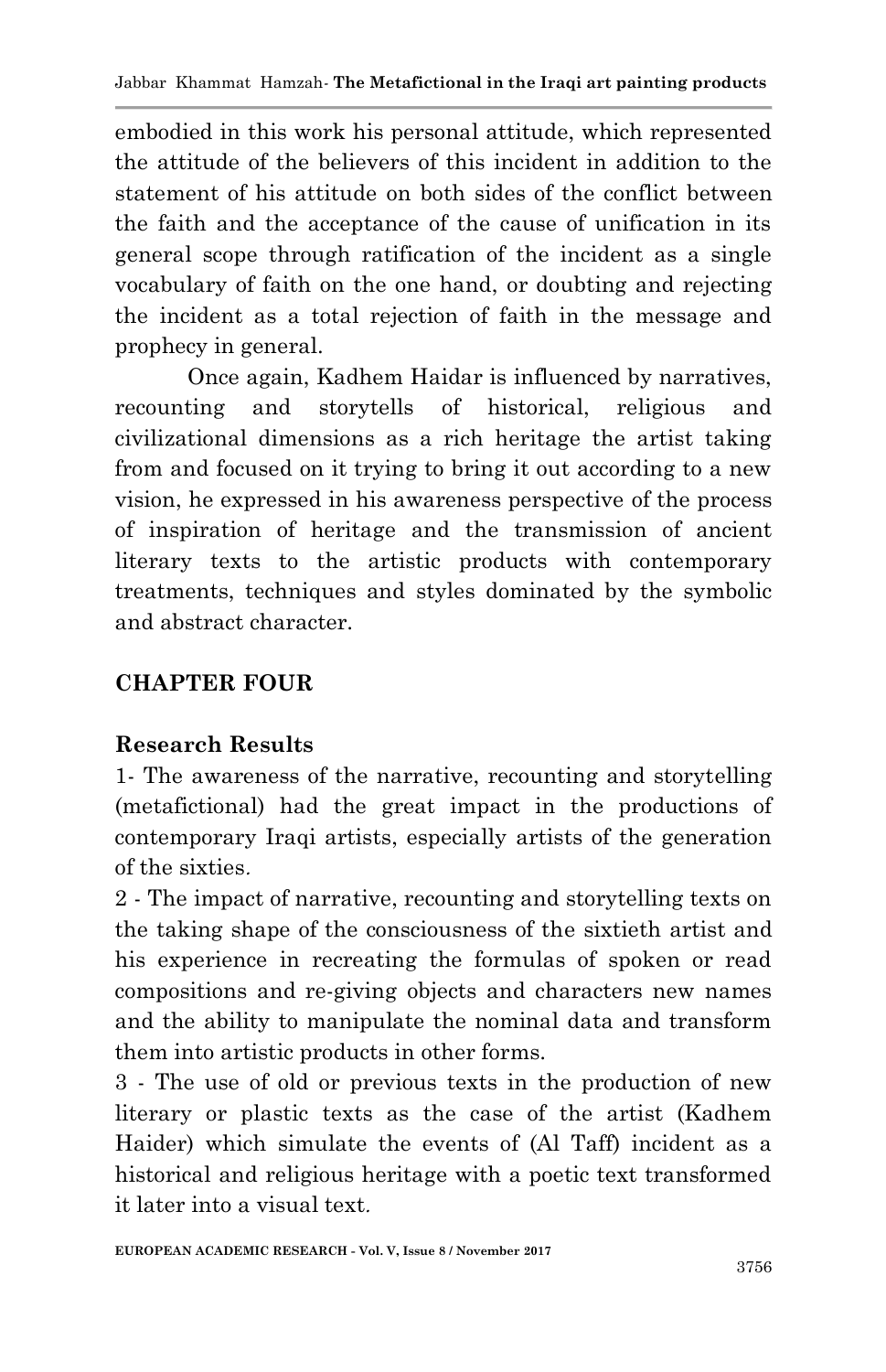embodied in this work his personal attitude, which represented the attitude of the believers of this incident in addition to the statement of his attitude on both sides of the conflict between the faith and the acceptance of the cause of unification in its general scope through ratification of the incident as a single vocabulary of faith on the one hand, or doubting and rejecting the incident as a total rejection of faith in the message and prophecy in general.

Once again, Kadhem Haidar is influenced by narratives, recounting and storytells of historical, religious and civilizational dimensions as a rich heritage the artist taking from and focused on it trying to bring it out according to a new vision, he expressed in his awareness perspective of the process of inspiration of heritage and the transmission of ancient literary texts to the artistic products with contemporary treatments, techniques and styles dominated by the symbolic and abstract character.

## CHAPTER FOUR

### Research Results

1- The awareness of the narrative, recounting and storytelling (metafictional) had the great impact in the productions of contemporary Iraqi artists, especially artists of the generation of the sixties.

2 - The impact of narrative, recounting and storytelling texts on the taking shape of the consciousness of the sixtieth artist and his experience in recreating the formulas of spoken or read compositions and re-giving objects and characters new names and the ability to manipulate the nominal data and transform them into artistic products in other forms.

3 - The use of old or previous texts in the production of new literary or plastic texts as the case of the artist (Kadhem Haider) which simulate the events of (Al Taff) incident as a historical and religious heritage with a poetic text transformed it later into a visual text.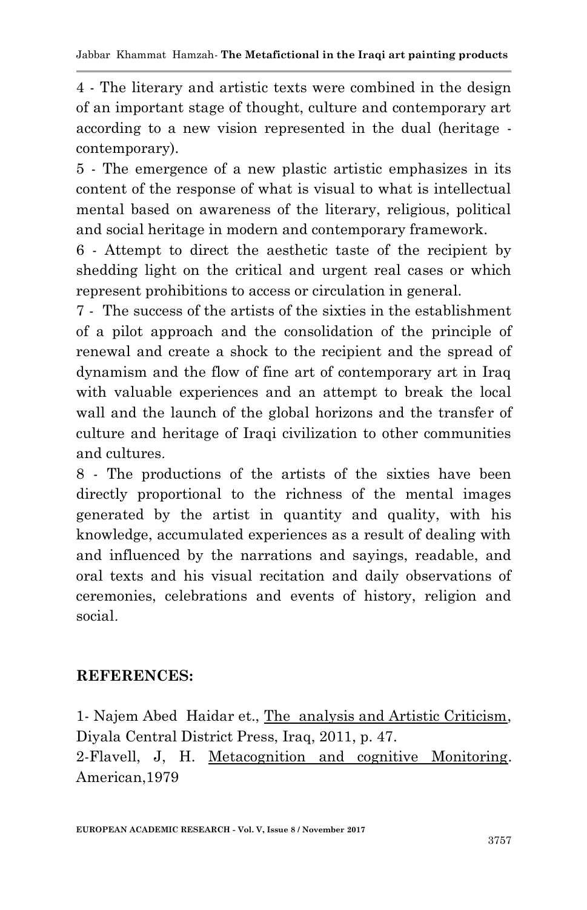4 - The literary and artistic texts were combined in the design of an important stage of thought, culture and contemporary art according to a new vision represented in the dual (heritage - contemporary).

5 - The emergence of a new plastic artistic emphasizes in its content of the response of what is visual to what is intellectual mental based on awareness of the literary, religious, political and social heritage in modern and contemporary framework.

6 - Attempt to direct the aesthetic taste of the recipient by shedding light on the critical and urgent real cases or which represent prohibitions to access or circulation in general.

7 - The success of the artists of the sixties in the establishment of a pilot approach and the consolidation of the principle of renewal and create a shock to the recipient and the spread of dynamism and the flow of fine art of contemporary art in Iraq with valuable experiences and an attempt to break the local wall and the launch of the global horizons and the transfer of culture and heritage of Iraqi civilization to other communities and cultures.

8 - The productions of the artists of the sixties have been directly proportional to the richness of the mental images generated by the artist in quantity and quality, with his knowledge, accumulated experiences as a result of dealing with and influenced by the narrations and sayings, readable, and oral texts and his visual recitation and daily observations of ceremonies, celebrations and events of history, religion and social.

## REFERENCES:

1- Najem Abed Haidar et., The analysis and Artistic Criticism, Diyala Central District Press, Iraq, 2011, p. 47.

2-Flavell, J, H. Metacognition and cognitive Monitoring. American,1979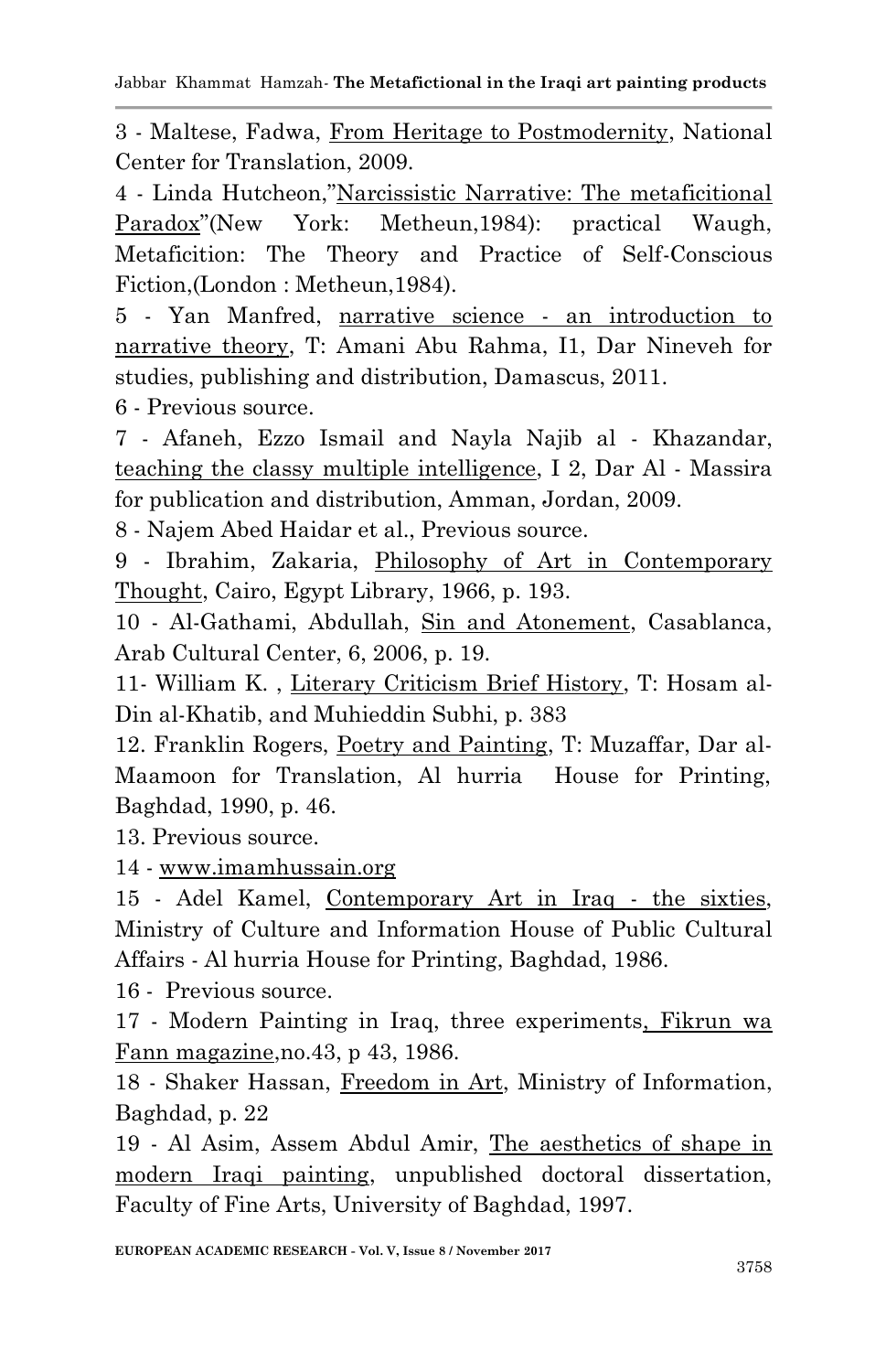3 - Maltese, Fadwa, From Heritage to Postmodernity, National Center for Translation, 2009.

4 - Linda Hutcheon,"Narcissistic Narrative: The metaficitional Paradox"(New York: Metheun,1984): practical Waugh, Metaficition: The Theory and Practice of Self-Conscious Fiction,(London : Metheun,1984).

5 - Yan Manfred, narrative science - an introduction to narrative theory, T: Amani Abu Rahma, I1, Dar Nineveh for studies, publishing and distribution, Damascus, 2011.

6 - Previous source.

7 - Afaneh, Ezzo Ismail and Nayla Najib al - Khazandar, teaching the classy multiple intelligence, I 2, Dar Al - Massira for publication and distribution, Amman, Jordan, 2009.

8 - Najem Abed Haidar et al., Previous source.

9 - Ibrahim, Zakaria, Philosophy of Art in Contemporary Thought, Cairo, Egypt Library, 1966, p. 193.

10 - Al-Gathami, Abdullah, Sin and Atonement, Casablanca, Arab Cultural Center, 6, 2006, p. 19.

11- William K. , Literary Criticism Brief History, T: Hosam al-Din al-Khatib, and Muhieddin Subhi, p. 383

12. Franklin Rogers, Poetry and Painting, T: Muzaffar, Dar al-Maamoon for Translation, Al hurria House for Printing, Baghdad, 1990, p. 46.

13. Previous source.

14 - www.imamhussain.org

15 - Adel Kamel, Contemporary Art in Iraq - the sixties, Ministry of Culture and Information House of Public Cultural Affairs - Al hurria House for Printing, Baghdad, 1986.

16 - Previous source.

17 - Modern Painting in Iraq, three experiments, Fikrun wa Fann magazine,no.43, p 43, 1986.

18 - Shaker Hassan, Freedom in Art, Ministry of Information, Baghdad, p. 22

19 - Al Asim, Assem Abdul Amir, The aesthetics of shape in modern Iraqi painting, unpublished doctoral dissertation, Faculty of Fine Arts, University of Baghdad, 1997.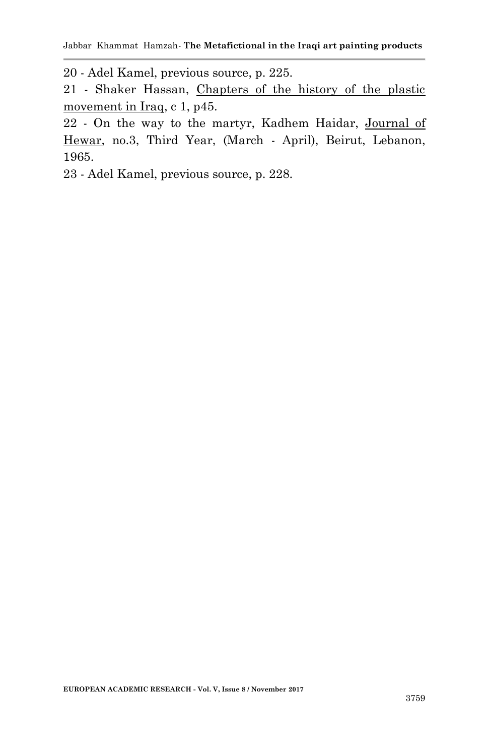20 - Adel Kamel, previous source, p. 225.

21 - Shaker Hassan, Chapters of the history of the plastic movement in Iraq, c 1, p45.

22 - On the way to the martyr, Kadhem Haidar, Journal of Hewar, no.3, Third Year, (March - April), Beirut, Lebanon, 1965.

23 - Adel Kamel, previous source, p. 228.